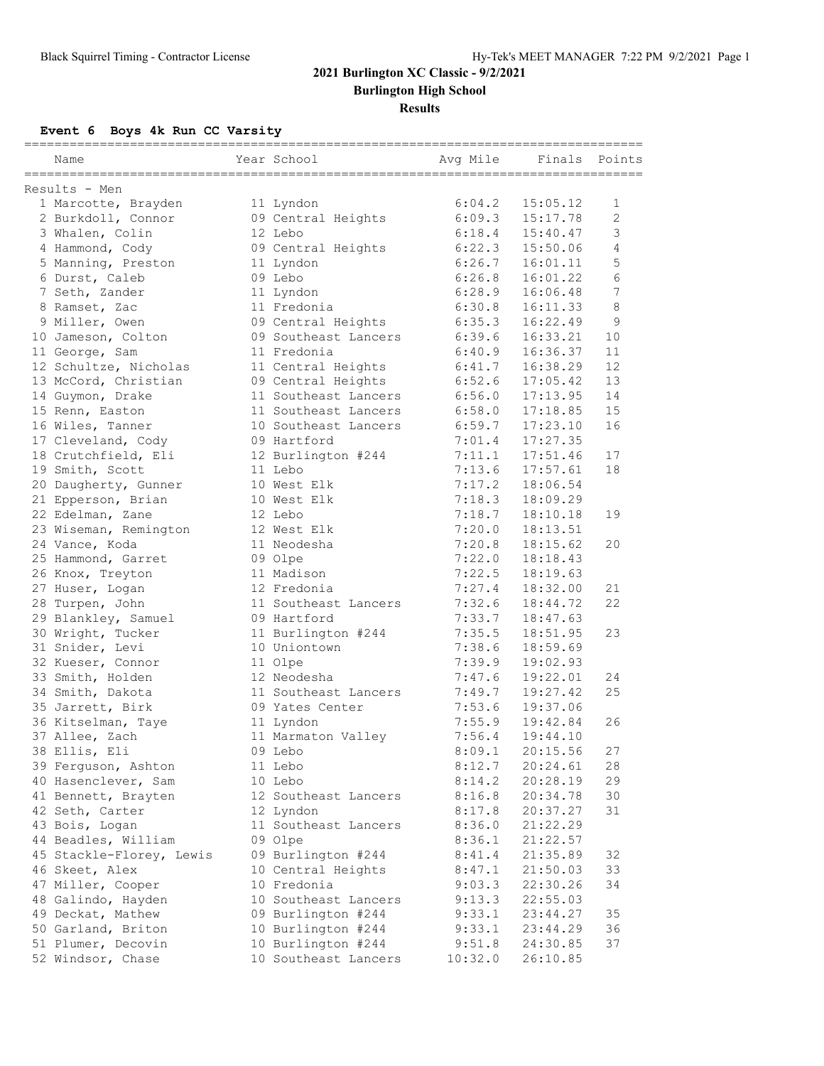# 2021 Burlington XC Classic - 9/2/2021

**Burlington High School**

**Results**

## Event 6 Boys 4k Run CC Varsity

Results - Men

| Place | Name | Year | School | Avg Mile | Finals | Points |
|---|---|---|---|---|---|---|
| 1 | Marcotte, Brayden | 11 | Lyndon | 6:04.2 | 15:05.12 | 1 |
| 2 | Burkdoll, Connor | 09 | Central Heights | 6:09.3 | 15:17.78 | 2 |
| 3 | Whalen, Colin | 12 | Lebo | 6:18.4 | 15:40.47 | 3 |
| 4 | Hammond, Cody | 09 | Central Heights | 6:22.3 | 15:50.06 | 4 |
| 5 | Manning, Preston | 11 | Lyndon | 6:26.7 | 16:01.11 | 5 |
| 6 | Durst, Caleb | 09 | Lebo | 6:26.8 | 16:01.22 | 6 |
| 7 | Seth, Zander | 11 | Lyndon | 6:28.9 | 16:06.48 | 7 |
| 8 | Ramset, Zac | 11 | Fredonia | 6:30.8 | 16:11.33 | 8 |
| 9 | Miller, Owen | 09 | Central Heights | 6:35.3 | 16:22.49 | 9 |
| 10 | Jameson, Colton | 09 | Southeast Lancers | 6:39.6 | 16:33.21 | 10 |
| 11 | George, Sam | 11 | Fredonia | 6:40.9 | 16:36.37 | 11 |
| 12 | Schultze, Nicholas | 11 | Central Heights | 6:41.7 | 16:38.29 | 12 |
| 13 | McCord, Christian | 09 | Central Heights | 6:52.6 | 17:05.42 | 13 |
| 14 | Guymon, Drake | 11 | Southeast Lancers | 6:56.0 | 17:13.95 | 14 |
| 15 | Renn, Easton | 11 | Southeast Lancers | 6:58.0 | 17:18.85 | 15 |
| 16 | Wiles, Tanner | 10 | Southeast Lancers | 6:59.7 | 17:23.10 | 16 |
| 17 | Cleveland, Cody | 09 | Hartford | 7:01.4 | 17:27.35 | |
| 18 | Crutchfield, Eli | 12 | Burlington #244 | 7:11.1 | 17:51.46 | 17 |
| 19 | Smith, Scott | 11 | Lebo | 7:13.6 | 17:57.61 | 18 |
| 20 | Daugherty, Gunner | 10 | West Elk | 7:17.2 | 18:06.54 | |
| 21 | Epperson, Brian | 10 | West Elk | 7:18.3 | 18:09.29 | |
| 22 | Edelman, Zane | 12 | Lebo | 7:18.7 | 18:10.18 | 19 |
| 23 | Wiseman, Remington | 12 | West Elk | 7:20.0 | 18:13.51 | |
| 24 | Vance, Koda | 11 | Neodesha | 7:20.8 | 18:15.62 | 20 |
| 25 | Hammond, Garret | 09 | Olpe | 7:22.0 | 18:18.43 | |
| 26 | Knox, Treyton | 11 | Madison | 7:22.5 | 18:19.63 | |
| 27 | Huser, Logan | 12 | Fredonia | 7:27.4 | 18:32.00 | 21 |
| 28 | Turpen, John | 11 | Southeast Lancers | 7:32.6 | 18:44.72 | 22 |
| 29 | Blankley, Samuel | 09 | Hartford | 7:33.7 | 18:47.63 | |
| 30 | Wright, Tucker | 11 | Burlington #244 | 7:35.5 | 18:51.95 | 23 |
| 31 | Snider, Levi | 10 | Uniontown | 7:38.6 | 18:59.69 | |
| 32 | Kueser, Connor | 11 | Olpe | 7:39.9 | 19:02.93 | |
| 33 | Smith, Holden | 12 | Neodesha | 7:47.6 | 19:22.01 | 24 |
| 34 | Smith, Dakota | 11 | Southeast Lancers | 7:49.7 | 19:27.42 | 25 |
| 35 | Jarrett, Birk | 09 | Yates Center | 7:53.6 | 19:37.06 | |
| 36 | Kitselman, Taye | 11 | Lyndon | 7:55.9 | 19:42.84 | 26 |
| 37 | Allee, Zach | 11 | Marmaton Valley | 7:56.4 | 19:44.10 | |
| 38 | Ellis, Eli | 09 | Lebo | 8:09.1 | 20:15.56 | 27 |
| 39 | Ferguson, Ashton | 11 | Lebo | 8:12.7 | 20:24.61 | 28 |
| 40 | Hasenclever, Sam | 10 | Lebo | 8:14.2 | 20:28.19 | 29 |
| 41 | Bennett, Brayten | 12 | Southeast Lancers | 8:16.8 | 20:34.78 | 30 |
| 42 | Seth, Carter | 12 | Lyndon | 8:17.8 | 20:37.27 | 31 |
| 43 | Bois, Logan | 11 | Southeast Lancers | 8:36.0 | 21:22.29 | |
| 44 | Beadles, William | 09 | Olpe | 8:36.1 | 21:22.57 | |
| 45 | Stackle-Florey, Lewis | 09 | Burlington #244 | 8:41.4 | 21:35.89 | 32 |
| 46 | Skeet, Alex | 10 | Central Heights | 8:47.1 | 21:50.03 | 33 |
| 47 | Miller, Cooper | 10 | Fredonia | 9:03.3 | 22:30.26 | 34 |
| 48 | Galindo, Hayden | 10 | Southeast Lancers | 9:13.3 | 22:55.03 | |
| 49 | Deckat, Mathew | 09 | Burlington #244 | 9:33.1 | 23:44.27 | 35 |
| 50 | Garland, Briton | 10 | Burlington #244 | 9:33.1 | 23:44.29 | 36 |
| 51 | Plumer, Decovin | 10 | Burlington #244 | 9:51.8 | 24:30.85 | 37 |
| 52 | Windsor, Chase | 10 | Southeast Lancers | 10:32.0 | 26:10.85 | |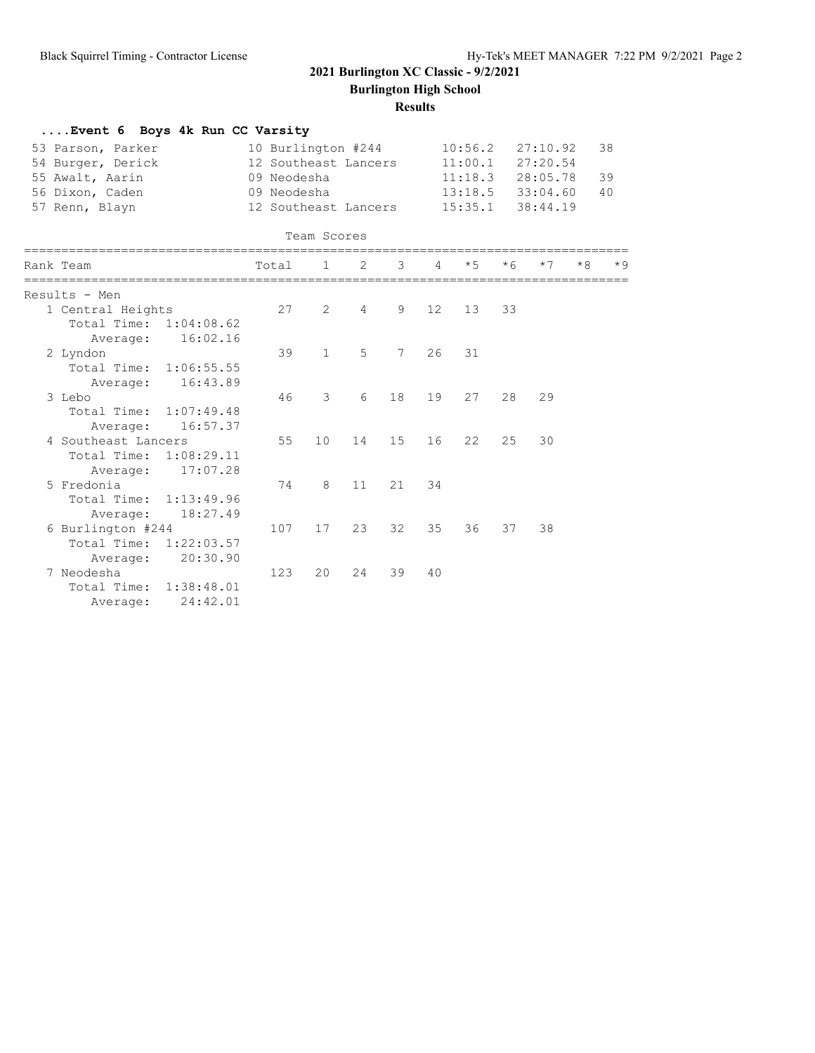# 2021 Burlington XC Classic - 9/2/2021

**Burlington High School**

**Results**

### ....Event 6 Boys 4k Run CC Varsity

| Place | Name | Year | School | Split | Time | Points |
|---|---|---|---|---|---|---|
| 53 | Parson, Parker | 10 | Burlington #244 | 10:56.2 | 27:10.92 | 38 |
| 54 | Burger, Derick | 12 | Southeast Lancers | 11:00.1 | 27:20.54 | |
| 55 | Awalt, Aarin | 09 | Neodesha | 11:18.3 | 28:05.78 | 39 |
| 56 | Dixon, Caden | 09 | Neodesha | 13:18.5 | 33:04.60 | 40 |
| 57 | Renn, Blayn | 12 | Southeast Lancers | 15:35.1 | 38:44.19 | |

Team Scores

| Rank | Team | Total | 1 | 2 | 3 | 4 | *5 | *6 | *7 | *8 | *9 |
|---|---|---|---|---|---|---|---|---|---|---|---|
| Results - Men | | | | | | | | | | | |
| 1 | Central Heights | 27 | 2 | 4 | 9 | 12 | 13 | 33 | | | |
| | Total Time: 1:04:08.62 | | | | | | | | | | |
| | Average: 16:02.16 | | | | | | | | | | |
| 2 | Lyndon | 39 | 1 | 5 | 7 | 26 | 31 | | | | |
| | Total Time: 1:06:55.55 | | | | | | | | | | |
| | Average: 16:43.89 | | | | | | | | | | |
| 3 | Lebo | 46 | 3 | 6 | 18 | 19 | 27 | 28 | 29 | | |
| | Total Time: 1:07:49.48 | | | | | | | | | | |
| | Average: 16:57.37 | | | | | | | | | | |
| 4 | Southeast Lancers | 55 | 10 | 14 | 15 | 16 | 22 | 25 | 30 | | |
| | Total Time: 1:08:29.11 | | | | | | | | | | |
| | Average: 17:07.28 | | | | | | | | | | |
| 5 | Fredonia | 74 | 8 | 11 | 21 | 34 | | | | | |
| | Total Time: 1:13:49.96 | | | | | | | | | | |
| | Average: 18:27.49 | | | | | | | | | | |
| 6 | Burlington #244 | 107 | 17 | 23 | 32 | 35 | 36 | 37 | 38 | | |
| | Total Time: 1:22:03.57 | | | | | | | | | | |
| | Average: 20:30.90 | | | | | | | | | | |
| 7 | Neodesha | 123 | 20 | 24 | 39 | 40 | | | | | |
| | Total Time: 1:38:48.01 | | | | | | | | | | |
| | Average: 24:42.01 | | | | | | | | | | |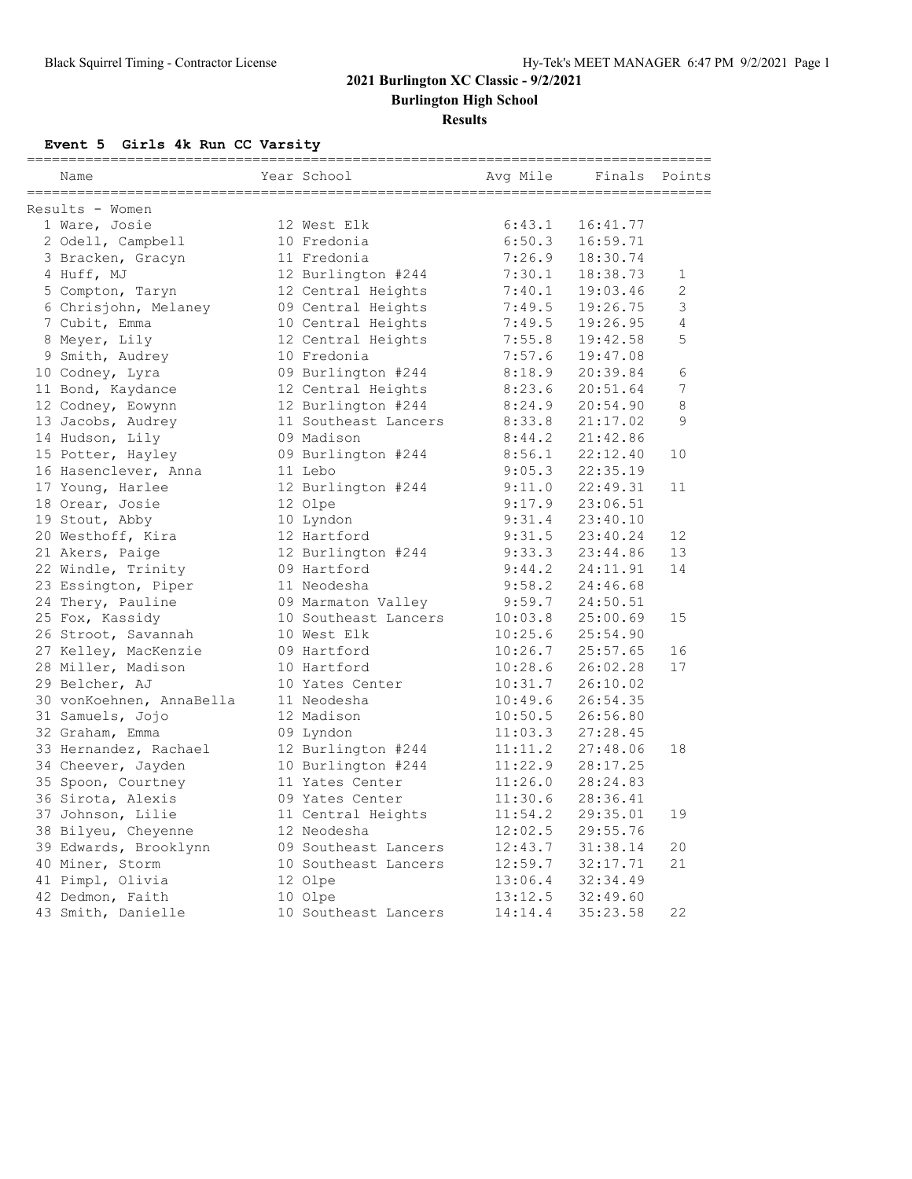Black Squirrel Timing - Contractor License Hy-Tek's MEET MANAGER 6:47 PM 9/2/2021 Page 1

## 2021 Burlington XC Classic - 9/2/2021

### Burlington High School

### Results

**Event 5 Girls 4k Run CC Varsity**

Results - Women

| Place | Name | Year | School | Avg Mile | Finals | Points |
|---|---|---|---|---|---|---|
| 1 | Ware, Josie | 12 | West Elk | 6:43.1 | 16:41.77 | |
| 2 | Odell, Campbell | 10 | Fredonia | 6:50.3 | 16:59.71 | |
| 3 | Bracken, Gracyn | 11 | Fredonia | 7:26.9 | 18:30.74 | |
| 4 | Huff, MJ | 12 | Burlington #244 | 7:30.1 | 18:38.73 | 1 |
| 5 | Compton, Taryn | 12 | Central Heights | 7:40.1 | 19:03.46 | 2 |
| 6 | Chrisjohn, Melaney | 09 | Central Heights | 7:49.5 | 19:26.75 | 3 |
| 7 | Cubit, Emma | 10 | Central Heights | 7:49.5 | 19:26.95 | 4 |
| 8 | Meyer, Lily | 12 | Central Heights | 7:55.8 | 19:42.58 | 5 |
| 9 | Smith, Audrey | 10 | Fredonia | 7:57.6 | 19:47.08 | |
| 10 | Codney, Lyra | 09 | Burlington #244 | 8:18.9 | 20:39.84 | 6 |
| 11 | Bond, Kaydance | 12 | Central Heights | 8:23.6 | 20:51.64 | 7 |
| 12 | Codney, Eowynn | 12 | Burlington #244 | 8:24.9 | 20:54.90 | 8 |
| 13 | Jacobs, Audrey | 11 | Southeast Lancers | 8:33.8 | 21:17.02 | 9 |
| 14 | Hudson, Lily | 09 | Madison | 8:44.2 | 21:42.86 | |
| 15 | Potter, Hayley | 09 | Burlington #244 | 8:56.1 | 22:12.40 | 10 |
| 16 | Hasenclever, Anna | 11 | Lebo | 9:05.3 | 22:35.19 | |
| 17 | Young, Harlee | 12 | Burlington #244 | 9:11.0 | 22:49.31 | 11 |
| 18 | Orear, Josie | 12 | Olpe | 9:17.9 | 23:06.51 | |
| 19 | Stout, Abby | 10 | Lyndon | 9:31.4 | 23:40.10 | |
| 20 | Westhoff, Kira | 12 | Hartford | 9:31.5 | 23:40.24 | 12 |
| 21 | Akers, Paige | 12 | Burlington #244 | 9:33.3 | 23:44.86 | 13 |
| 22 | Windle, Trinity | 09 | Hartford | 9:44.2 | 24:11.91 | 14 |
| 23 | Essington, Piper | 11 | Neodesha | 9:58.2 | 24:46.68 | |
| 24 | Thery, Pauline | 09 | Marmaton Valley | 9:59.7 | 24:50.51 | |
| 25 | Fox, Kassidy | 10 | Southeast Lancers | 10:03.8 | 25:00.69 | 15 |
| 26 | Stroot, Savannah | 10 | West Elk | 10:25.6 | 25:54.90 | |
| 27 | Kelley, MacKenzie | 09 | Hartford | 10:26.7 | 25:57.65 | 16 |
| 28 | Miller, Madison | 10 | Hartford | 10:28.6 | 26:02.28 | 17 |
| 29 | Belcher, AJ | 10 | Yates Center | 10:31.7 | 26:10.02 | |
| 30 | vonKoehnen, AnnaBella | 11 | Neodesha | 10:49.6 | 26:54.35 | |
| 31 | Samuels, Jojo | 12 | Madison | 10:50.5 | 26:56.80 | |
| 32 | Graham, Emma | 09 | Lyndon | 11:03.3 | 27:28.45 | |
| 33 | Hernandez, Rachael | 12 | Burlington #244 | 11:11.2 | 27:48.06 | 18 |
| 34 | Cheever, Jayden | 10 | Burlington #244 | 11:22.9 | 28:17.25 | |
| 35 | Spoon, Courtney | 11 | Yates Center | 11:26.0 | 28:24.83 | |
| 36 | Sirota, Alexis | 09 | Yates Center | 11:30.6 | 28:36.41 | |
| 37 | Johnson, Lilie | 11 | Central Heights | 11:54.2 | 29:35.01 | 19 |
| 38 | Bilyeu, Cheyenne | 12 | Neodesha | 12:02.5 | 29:55.76 | |
| 39 | Edwards, Brooklynn | 09 | Southeast Lancers | 12:43.7 | 31:38.14 | 20 |
| 40 | Miner, Storm | 10 | Southeast Lancers | 12:59.7 | 32:17.71 | 21 |
| 41 | Pimpl, Olivia | 12 | Olpe | 13:06.4 | 32:34.49 | |
| 42 | Dedmon, Faith | 10 | Olpe | 13:12.5 | 32:49.60 | |
| 43 | Smith, Danielle | 10 | Southeast Lancers | 14:14.4 | 35:23.58 | 22 |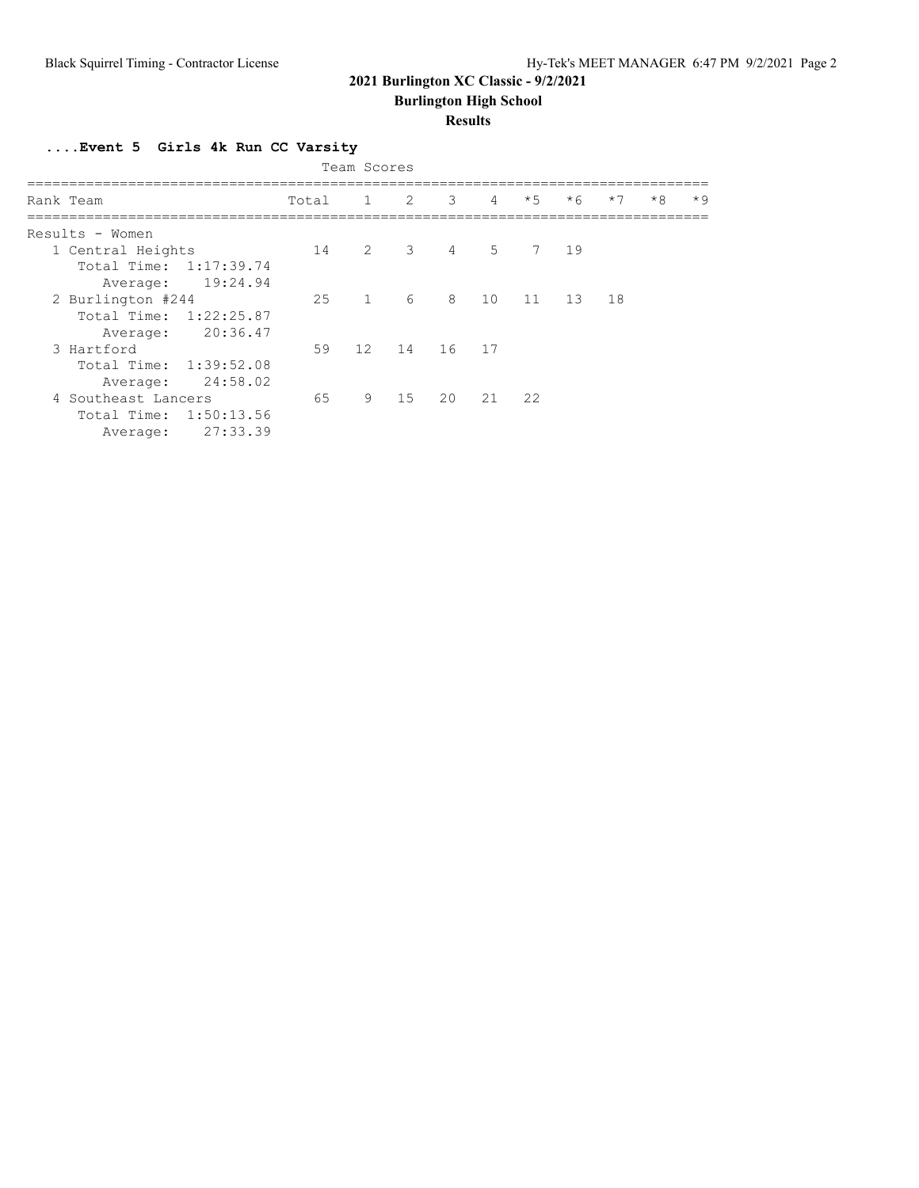**2021 Burlington XC Classic - 9/2/2021**

**Burlington High School**

**Results**

### ....Event 5  Girls 4k Run CC Varsity

Team Scores

| Rank | Team | Total | 1 | 2 | 3 | 4 | *5 | *6 | *7 | *8 | *9 |
|---|---|---|---|---|---|---|---|---|---|---|---|
| Results - Women | | | | | | | | | | | |
| 1 | Central Heights | 14 | 2 | 3 | 4 | 5 | 7 | 19 | | | |
| | Total Time: 1:17:39.74 | | | | | | | | | | |
| | Average: 19:24.94 | | | | | | | | | | |
| 2 | Burlington #244 | 25 | 1 | 6 | 8 | 10 | 11 | 13 | 18 | | |
| | Total Time: 1:22:25.87 | | | | | | | | | | |
| | Average: 20:36.47 | | | | | | | | | | |
| 3 | Hartford | 59 | 12 | 14 | 16 | 17 | | | | | |
| | Total Time: 1:39:52.08 | | | | | | | | | | |
| | Average: 24:58.02 | | | | | | | | | | |
| 4 | Southeast Lancers | 65 | 9 | 15 | 20 | 21 | 22 | | | | |
| | Total Time: 1:50:13.56 | | | | | | | | | | |
| | Average: 27:33.39 | | | | | | | | | | |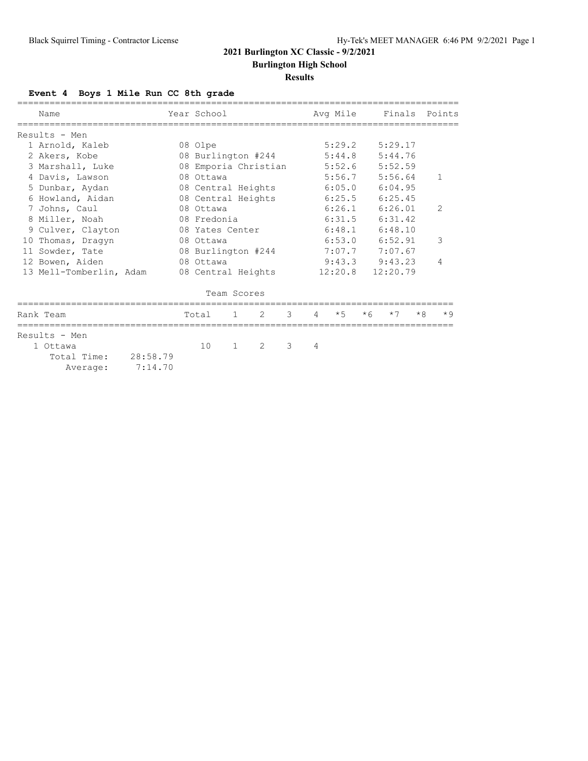# 2021 Burlington XC Classic - 9/2/2021

## Burlington High School

### Results

**Event 4 Boys 1 Mile Run CC 8th grade**

| | Name | Year | School | Avg Mile | Finals | Points |
|---|---|---|---|---|---|---|
| **Results - Men** | | | | | | |
| 1 | Arnold, Kaleb | 08 | Olpe | 5:29.2 | 5:29.17 | |
| 2 | Akers, Kobe | 08 | Burlington #244 | 5:44.8 | 5:44.76 | |
| 3 | Marshall, Luke | 08 | Emporia Christian | 5:52.6 | 5:52.59 | |
| 4 | Davis, Lawson | 08 | Ottawa | 5:56.7 | 5:56.64 | 1 |
| 5 | Dunbar, Aydan | 08 | Central Heights | 6:05.0 | 6:04.95 | |
| 6 | Howland, Aidan | 08 | Central Heights | 6:25.5 | 6:25.45 | |
| 7 | Johns, Caul | 08 | Ottawa | 6:26.1 | 6:26.01 | 2 |
| 8 | Miller, Noah | 08 | Fredonia | 6:31.5 | 6:31.42 | |
| 9 | Culver, Clayton | 08 | Yates Center | 6:48.1 | 6:48.10 | |
| 10 | Thomas, Dragyn | 08 | Ottawa | 6:53.0 | 6:52.91 | 3 |
| 11 | Sowder, Tate | 08 | Burlington #244 | 7:07.7 | 7:07.67 | |
| 12 | Bowen, Aiden | 08 | Ottawa | 9:43.3 | 9:43.23 | 4 |
| 13 | Mell-Tomberlin, Adam | 08 | Central Heights | 12:20.8 | 12:20.79 | |

Team Scores

| Rank | Team | Total | 1 | 2 | 3 | 4 | *5 | *6 | *7 | *8 | *9 |
|---|---|---|---|---|---|---|---|---|---|---|---|
| **Results - Men** | | | | | | | | | | | |
| 1 | Ottawa | 10 | 1 | 2 | 3 | 4 | | | | | |
| | Total Time: 28:58.79 | | | | | | | | | | |
| | Average: 7:14.70 | | | | | | | | | | |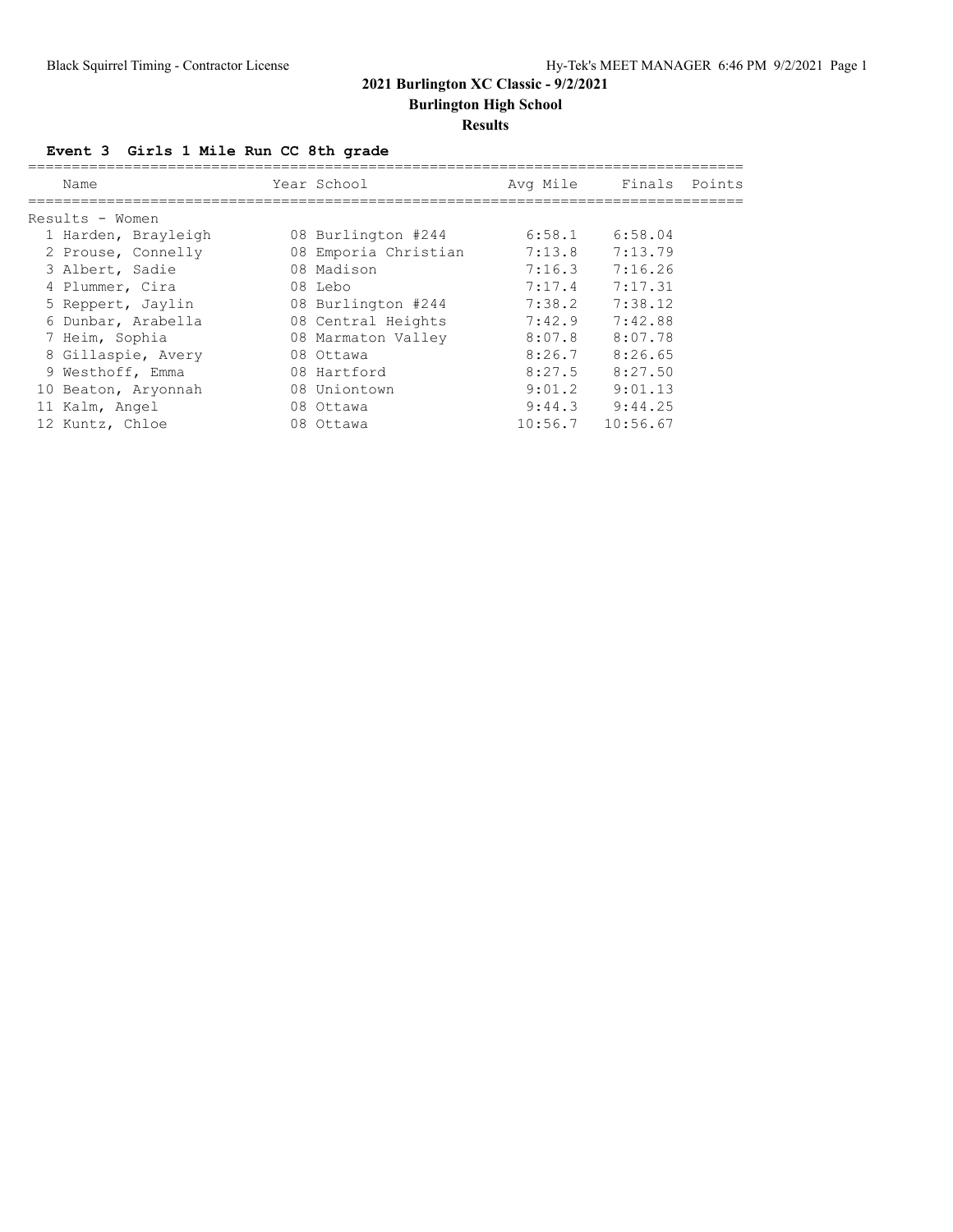# 2021 Burlington XC Classic - 9/2/2021

## Burlington High School

### Results

**Event 3 Girls 1 Mile Run CC 8th grade**

Results - Women

| | Name | Year | School | Avg Mile | Finals | Points |
|---|---|---|---|---|---|---|
| 1 | Harden, Brayleigh | 08 | Burlington #244 | 6:58.1 | 6:58.04 | |
| 2 | Prouse, Connelly | 08 | Emporia Christian | 7:13.8 | 7:13.79 | |
| 3 | Albert, Sadie | 08 | Madison | 7:16.3 | 7:16.26 | |
| 4 | Plummer, Cira | 08 | Lebo | 7:17.4 | 7:17.31 | |
| 5 | Reppert, Jaylin | 08 | Burlington #244 | 7:38.2 | 7:38.12 | |
| 6 | Dunbar, Arabella | 08 | Central Heights | 7:42.9 | 7:42.88 | |
| 7 | Heim, Sophia | 08 | Marmaton Valley | 8:07.8 | 8:07.78 | |
| 8 | Gillaspie, Avery | 08 | Ottawa | 8:26.7 | 8:26.65 | |
| 9 | Westhoff, Emma | 08 | Hartford | 8:27.5 | 8:27.50 | |
| 10 | Beaton, Aryonnah | 08 | Uniontown | 9:01.2 | 9:01.13 | |
| 11 | Kalm, Angel | 08 | Ottawa | 9:44.3 | 9:44.25 | |
| 12 | Kuntz, Chloe | 08 | Ottawa | 10:56.7 | 10:56.67 | |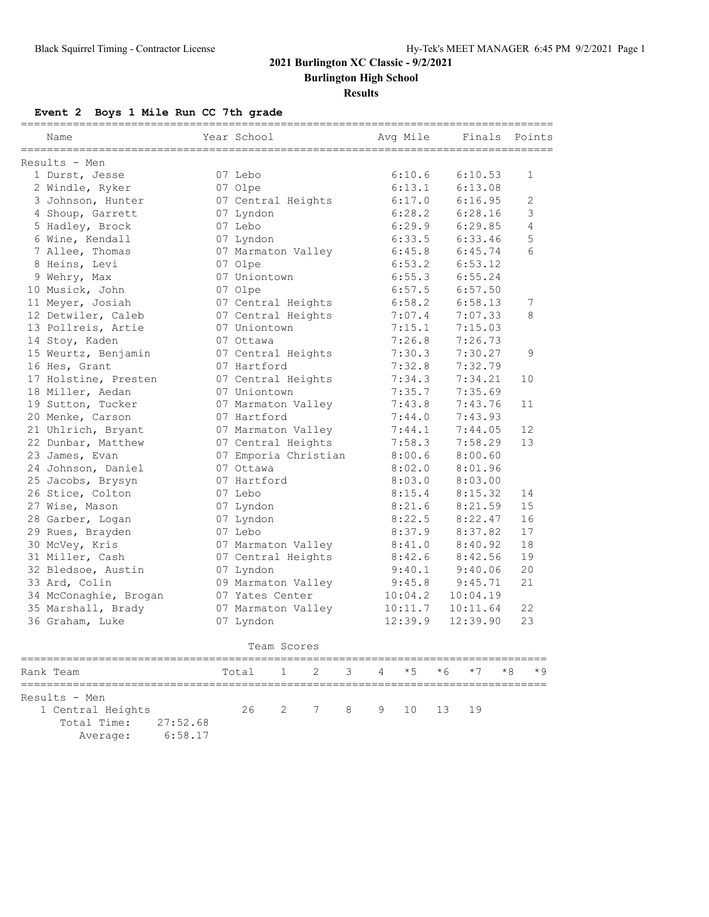# 2021 Burlington XC Classic - 9/2/2021

## Burlington High School

### Results

**Event 2 Boys 1 Mile Run CC 7th grade**

| | Name | Year | School | Avg Mile | Finals | Points |
|---|---|---|---|---|---|---|
| **Results - Men** | | | | | | |
| 1 | Durst, Jesse | 07 | Lebo | 6:10.6 | 6:10.53 | 1 |
| 2 | Windle, Ryker | 07 | Olpe | 6:13.1 | 6:13.08 | |
| 3 | Johnson, Hunter | 07 | Central Heights | 6:17.0 | 6:16.95 | 2 |
| 4 | Shoup, Garrett | 07 | Lyndon | 6:28.2 | 6:28.16 | 3 |
| 5 | Hadley, Brock | 07 | Lebo | 6:29.9 | 6:29.85 | 4 |
| 6 | Wine, Kendall | 07 | Lyndon | 6:33.5 | 6:33.46 | 5 |
| 7 | Allee, Thomas | 07 | Marmaton Valley | 6:45.8 | 6:45.74 | 6 |
| 8 | Heins, Levi | 07 | Olpe | 6:53.2 | 6:53.12 | |
| 9 | Wehry, Max | 07 | Uniontown | 6:55.3 | 6:55.24 | |
| 10 | Musick, John | 07 | Olpe | 6:57.5 | 6:57.50 | |
| 11 | Meyer, Josiah | 07 | Central Heights | 6:58.2 | 6:58.13 | 7 |
| 12 | Detwiler, Caleb | 07 | Central Heights | 7:07.4 | 7:07.33 | 8 |
| 13 | Pollreis, Artie | 07 | Uniontown | 7:15.1 | 7:15.03 | |
| 14 | Stoy, Kaden | 07 | Ottawa | 7:26.8 | 7:26.73 | |
| 15 | Weurtz, Benjamin | 07 | Central Heights | 7:30.3 | 7:30.27 | 9 |
| 16 | Hes, Grant | 07 | Hartford | 7:32.8 | 7:32.79 | |
| 17 | Holstine, Presten | 07 | Central Heights | 7:34.3 | 7:34.21 | 10 |
| 18 | Miller, Aedan | 07 | Uniontown | 7:35.7 | 7:35.69 | |
| 19 | Sutton, Tucker | 07 | Marmaton Valley | 7:43.8 | 7:43.76 | 11 |
| 20 | Menke, Carson | 07 | Hartford | 7:44.0 | 7:43.93 | |
| 21 | Uhlrich, Bryant | 07 | Marmaton Valley | 7:44.1 | 7:44.05 | 12 |
| 22 | Dunbar, Matthew | 07 | Central Heights | 7:58.3 | 7:58.29 | 13 |
| 23 | James, Evan | 07 | Emporia Christian | 8:00.6 | 8:00.60 | |
| 24 | Johnson, Daniel | 07 | Ottawa | 8:02.0 | 8:01.96 | |
| 25 | Jacobs, Brysyn | 07 | Hartford | 8:03.0 | 8:03.00 | |
| 26 | Stice, Colton | 07 | Lebo | 8:15.4 | 8:15.32 | 14 |
| 27 | Wise, Mason | 07 | Lyndon | 8:21.6 | 8:21.59 | 15 |
| 28 | Garber, Logan | 07 | Lyndon | 8:22.5 | 8:22.47 | 16 |
| 29 | Rues, Brayden | 07 | Lebo | 8:37.9 | 8:37.82 | 17 |
| 30 | McVey, Kris | 07 | Marmaton Valley | 8:41.0 | 8:40.92 | 18 |
| 31 | Miller, Cash | 07 | Central Heights | 8:42.6 | 8:42.56 | 19 |
| 32 | Bledsoe, Austin | 07 | Lyndon | 9:40.1 | 9:40.06 | 20 |
| 33 | Ard, Colin | 09 | Marmaton Valley | 9:45.8 | 9:45.71 | 21 |
| 34 | McConaghie, Brogan | 07 | Yates Center | 10:04.2 | 10:04.19 | |
| 35 | Marshall, Brady | 07 | Marmaton Valley | 10:11.7 | 10:11.64 | 22 |
| 36 | Graham, Luke | 07 | Lyndon | 12:39.9 | 12:39.90 | 23 |

**Team Scores**

| Rank | Team | Total | 1 | 2 | 3 | 4 | *5 | *6 | *7 | *8 | *9 |
|---|---|---|---|---|---|---|---|---|---|---|---|
| **Results - Men** | | | | | | | | | | | |
| 1 | Central Heights | 26 | 2 | 7 | 8 | 9 | 10 | 13 | 19 | | |
| | Total Time: 27:52.68 | | | | | | | | | | |
| | Average: 6:58.17 | | | | | | | | | | |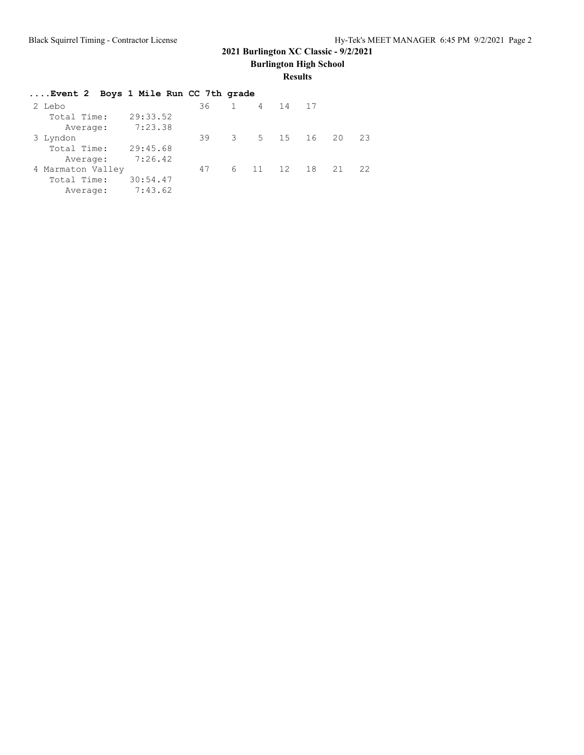## 2021 Burlington XC Classic - 9/2/2021

### Burlington High School

### Results

#### ....Event 2 Boys 1 Mile Run CC 7th grade

```
 2 Lebo                        36    1    4   14   17
    Total Time:   29:33.52
       Average:    7:23.38
 3 Lyndon                      39    3    5   15   16   20   23
    Total Time:   29:45.68
       Average:    7:26.42
 4 Marmaton Valley             47    6   11   12   18   21   22
    Total Time:   30:54.47
       Average:    7:43.62
```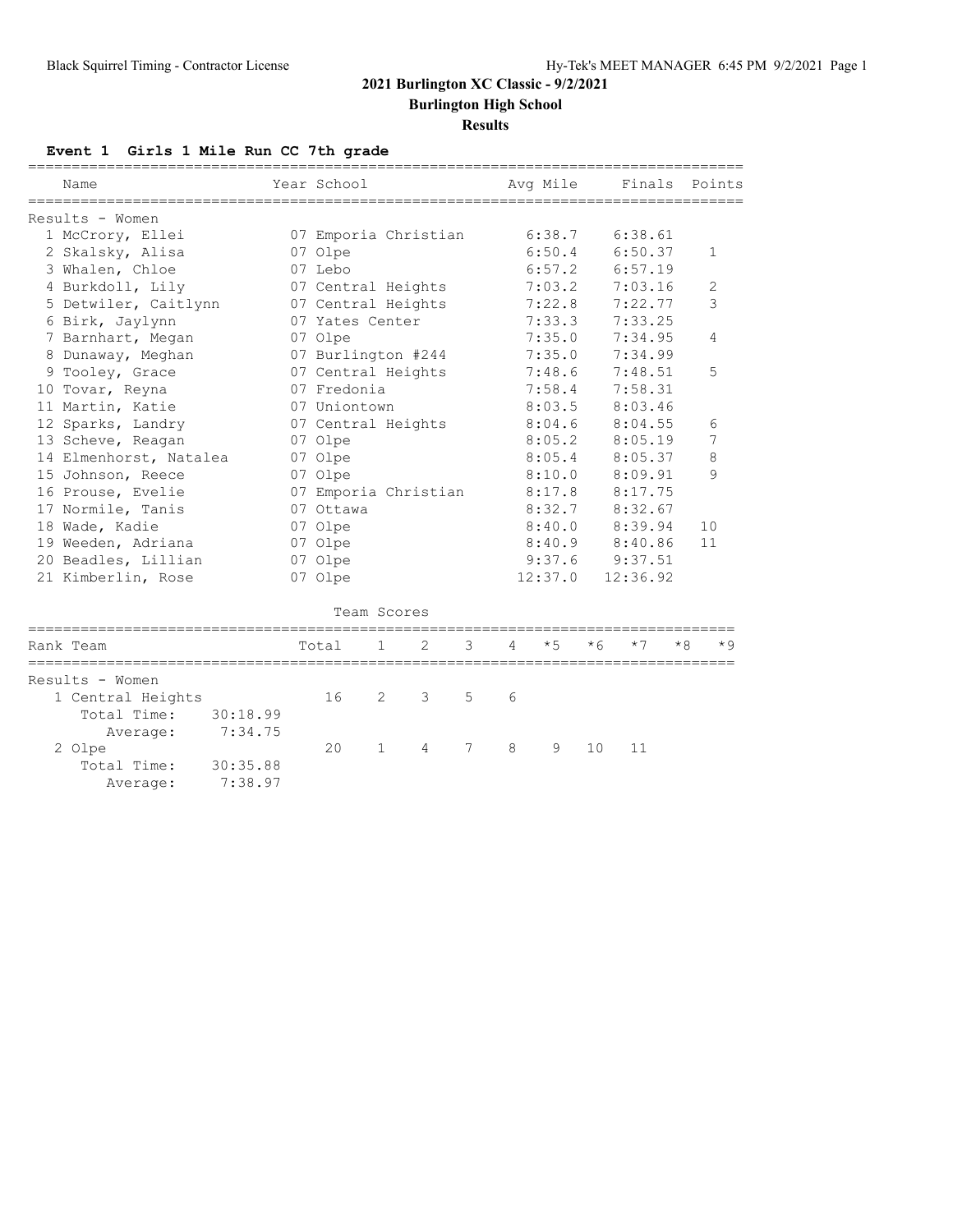# 2021 Burlington XC Classic - 9/2/2021

## Burlington High School

### Results

**Event 1 Girls 1 Mile Run CC 7th grade**

| | Name | Year | School | Avg Mile | Finals | Points |
|---|---|---|---|---|---|---|
| **Results - Women** | | | | | | |
| 1 | McCrory, Ellei | 07 | Emporia Christian | 6:38.7 | 6:38.61 | |
| 2 | Skalsky, Alisa | 07 | Olpe | 6:50.4 | 6:50.37 | 1 |
| 3 | Whalen, Chloe | 07 | Lebo | 6:57.2 | 6:57.19 | |
| 4 | Burkdoll, Lily | 07 | Central Heights | 7:03.2 | 7:03.16 | 2 |
| 5 | Detwiler, Caitlynn | 07 | Central Heights | 7:22.8 | 7:22.77 | 3 |
| 6 | Birk, Jaylynn | 07 | Yates Center | 7:33.3 | 7:33.25 | |
| 7 | Barnhart, Megan | 07 | Olpe | 7:35.0 | 7:34.95 | 4 |
| 8 | Dunaway, Meghan | 07 | Burlington #244 | 7:35.0 | 7:34.99 | |
| 9 | Tooley, Grace | 07 | Central Heights | 7:48.6 | 7:48.51 | 5 |
| 10 | Tovar, Reyna | 07 | Fredonia | 7:58.4 | 7:58.31 | |
| 11 | Martin, Katie | 07 | Uniontown | 8:03.5 | 8:03.46 | |
| 12 | Sparks, Landry | 07 | Central Heights | 8:04.6 | 8:04.55 | 6 |
| 13 | Scheve, Reagan | 07 | Olpe | 8:05.2 | 8:05.19 | 7 |
| 14 | Elmenhorst, Natalea | 07 | Olpe | 8:05.4 | 8:05.37 | 8 |
| 15 | Johnson, Reece | 07 | Olpe | 8:10.0 | 8:09.91 | 9 |
| 16 | Prouse, Evelie | 07 | Emporia Christian | 8:17.8 | 8:17.75 | |
| 17 | Normile, Tanis | 07 | Ottawa | 8:32.7 | 8:32.67 | |
| 18 | Wade, Kadie | 07 | Olpe | 8:40.0 | 8:39.94 | 10 |
| 19 | Weeden, Adriana | 07 | Olpe | 8:40.9 | 8:40.86 | 11 |
| 20 | Beadles, Lillian | 07 | Olpe | 9:37.6 | 9:37.51 | |
| 21 | Kimberlin, Rose | 07 | Olpe | 12:37.0 | 12:36.92 | |

**Team Scores**

| Rank | Team | Total | 1 | 2 | 3 | 4 | *5 | *6 | *7 | *8 | *9 |
|---|---|---|---|---|---|---|---|---|---|---|---|
| **Results - Women** | | | | | | | | | | | |
| 1 | Central Heights | 16 | 2 | 3 | 5 | 6 | | | | | |
| | Total Time: 30:18.99 | | | | | | | | | | |
| | Average: 7:34.75 | | | | | | | | | | |
| 2 | Olpe | 20 | 1 | 4 | 7 | 8 | 9 | 10 | 11 | | |
| | Total Time: 30:35.88 | | | | | | | | | | |
| | Average: 7:38.97 | | | | | | | | | | |